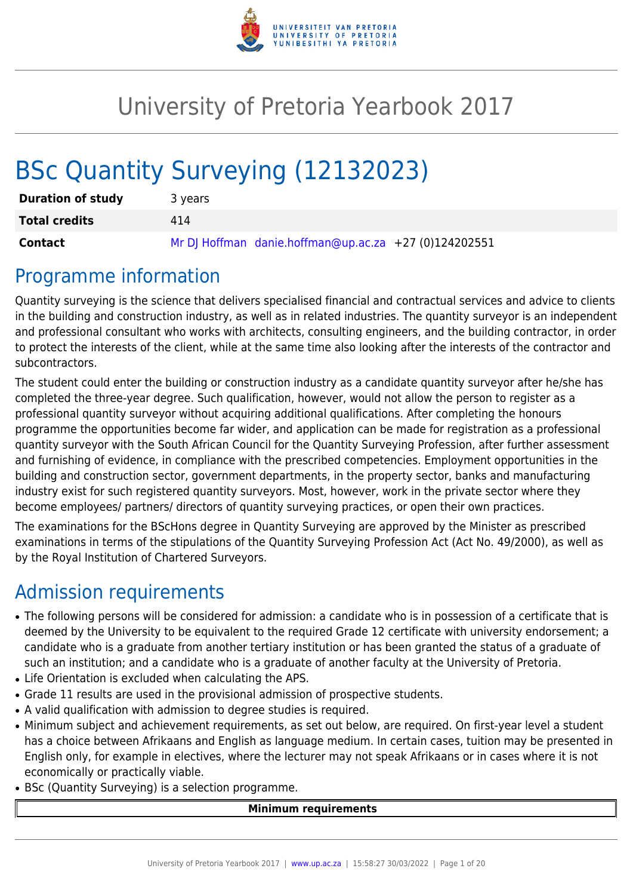# University of Pretoria Yearbook 2017

# BSc Quantity Surveying (12132023)

| | |
|---|---|
| **Duration of study** | 3 years |
| **Total credits** | 414 |
| **Contact** | Mr DJ Hoffman danie.hoffman@up.ac.za +27 (0)124202551 |

## Programme information

Quantity surveying is the science that delivers specialised financial and contractual services and advice to clients in the building and construction industry, as well as in related industries. The quantity surveyor is an independent and professional consultant who works with architects, consulting engineers, and the building contractor, in order to protect the interests of the client, while at the same time also looking after the interests of the contractor and subcontractors.

The student could enter the building or construction industry as a candidate quantity surveyor after he/she has completed the three-year degree. Such qualification, however, would not allow the person to register as a professional quantity surveyor without acquiring additional qualifications. After completing the honours programme the opportunities become far wider, and application can be made for registration as a professional quantity surveyor with the South African Council for the Quantity Surveying Profession, after further assessment and furnishing of evidence, in compliance with the prescribed competencies. Employment opportunities in the building and construction sector, government departments, in the property sector, banks and manufacturing industry exist for such registered quantity surveyors. Most, however, work in the private sector where they become employees/ partners/ directors of quantity surveying practices, or open their own practices.

The examinations for the BScHons degree in Quantity Surveying are approved by the Minister as prescribed examinations in terms of the stipulations of the Quantity Surveying Profession Act (Act No. 49/2000), as well as by the Royal Institution of Chartered Surveyors.

## Admission requirements

- The following persons will be considered for admission: a candidate who is in possession of a certificate that is deemed by the University to be equivalent to the required Grade 12 certificate with university endorsement; a candidate who is a graduate from another tertiary institution or has been granted the status of a graduate of such an institution; and a candidate who is a graduate of another faculty at the University of Pretoria.
- Life Orientation is excluded when calculating the APS.
- Grade 11 results are used in the provisional admission of prospective students.
- A valid qualification with admission to degree studies is required.
- Minimum subject and achievement requirements, as set out below, are required. On first-year level a student has a choice between Afrikaans and English as language medium. In certain cases, tuition may be presented in English only, for example in electives, where the lecturer may not speak Afrikaans or in cases where it is not economically or practically viable.
- BSc (Quantity Surveying) is a selection programme.

| Minimum requirements |
|---|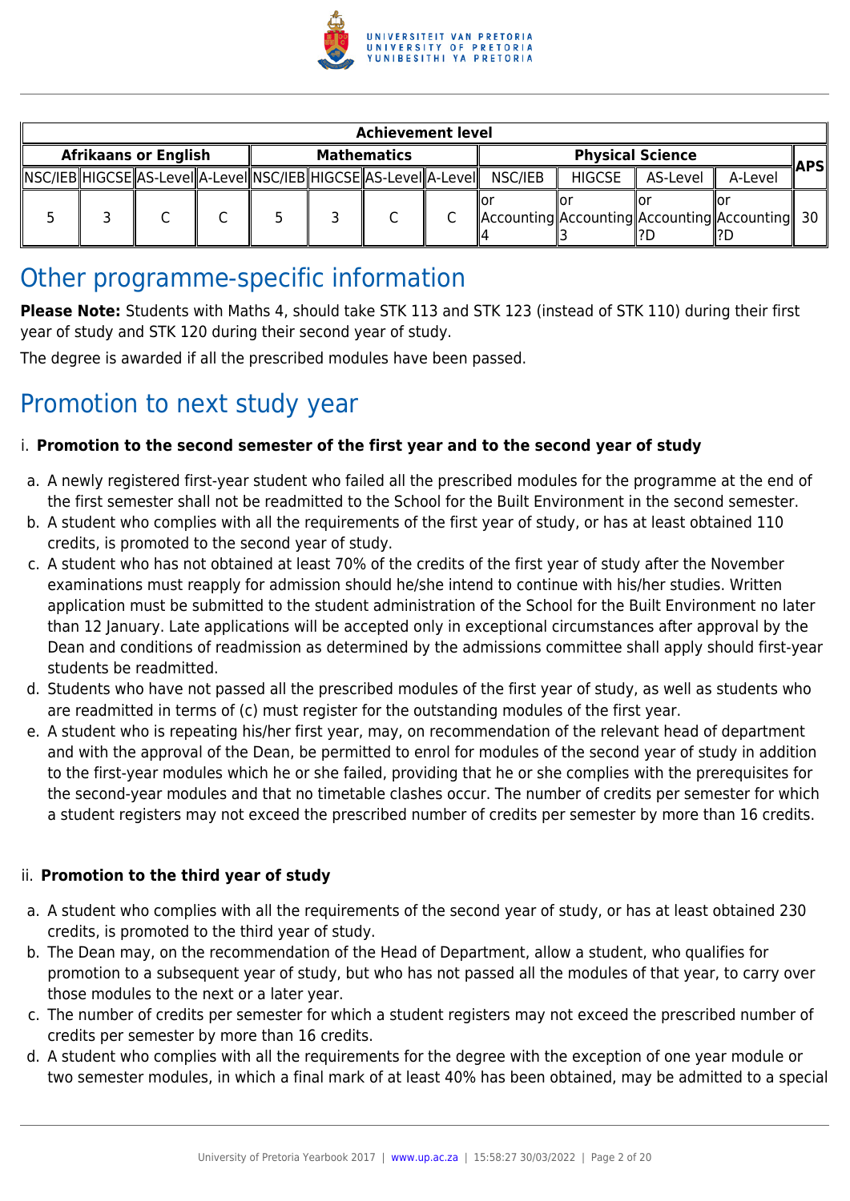| Achievement level | | | | | | | | | | | | |
|---|---|---|---|---|---|---|---|---|---|---|---|---|
| Afrikaans or English | | | | Mathematics | | | | Physical Science | | | | APS |
| NSC/IEB | HIGCSE | AS-Level | A-Level | NSC/IEB | HIGCSE | AS-Level | A-Level | NSC/IEB | HIGCSE | AS-Level | A-Level | |
| 5 | 3 | C | C | 5 | 3 | C | C | or Accounting 4 | or Accounting 3 | or Accounting ?D | or Accounting ?D | 30 |

# Other programme-specific information

**Please Note:** Students with Maths 4, should take STK 113 and STK 123 (instead of STK 110) during their first year of study and STK 120 during their second year of study.

The degree is awarded if all the prescribed modules have been passed.

# Promotion to next study year

i. **Promotion to the second semester of the first year and to the second year of study**

a. A newly registered first-year student who failed all the prescribed modules for the programme at the end of the first semester shall not be readmitted to the School for the Built Environment in the second semester.
b. A student who complies with all the requirements of the first year of study, or has at least obtained 110 credits, is promoted to the second year of study.
c. A student who has not obtained at least 70% of the credits of the first year of study after the November examinations must reapply for admission should he/she intend to continue with his/her studies. Written application must be submitted to the student administration of the School for the Built Environment no later than 12 January. Late applications will be accepted only in exceptional circumstances after approval by the Dean and conditions of readmission as determined by the admissions committee shall apply should first-year students be readmitted.
d. Students who have not passed all the prescribed modules of the first year of study, as well as students who are readmitted in terms of (c) must register for the outstanding modules of the first year.
e. A student who is repeating his/her first year, may, on recommendation of the relevant head of department and with the approval of the Dean, be permitted to enrol for modules of the second year of study in addition to the first-year modules which he or she failed, providing that he or she complies with the prerequisites for the second-year modules and that no timetable clashes occur. The number of credits per semester for which a student registers may not exceed the prescribed number of credits per semester by more than 16 credits.

ii. **Promotion to the third year of study**

a. A student who complies with all the requirements of the second year of study, or has at least obtained 230 credits, is promoted to the third year of study.
b. The Dean may, on the recommendation of the Head of Department, allow a student, who qualifies for promotion to a subsequent year of study, but who has not passed all the modules of that year, to carry over those modules to the next or a later year.
c. The number of credits per semester for which a student registers may not exceed the prescribed number of credits per semester by more than 16 credits.
d. A student who complies with all the requirements for the degree with the exception of one year module or two semester modules, in which a final mark of at least 40% has been obtained, may be admitted to a special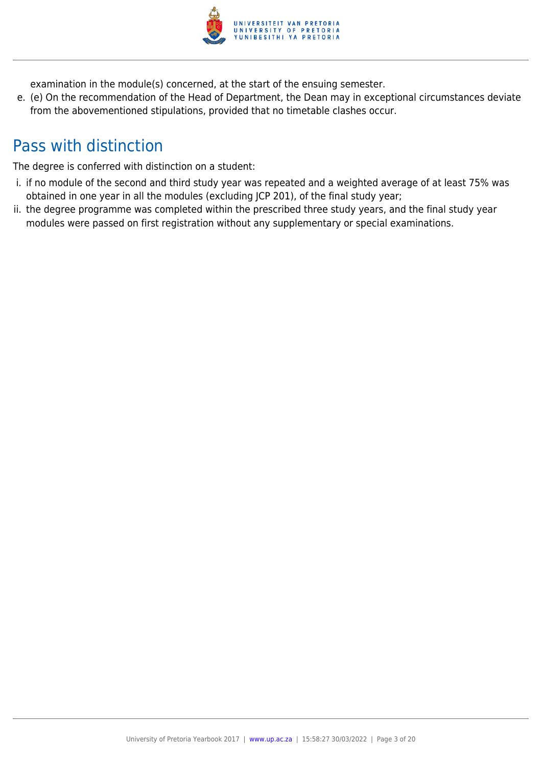examination in the module(s) concerned, at the start of the ensuing semester.

e. (e) On the recommendation of the Head of Department, the Dean may in exceptional circumstances deviate from the abovementioned stipulations, provided that no timetable clashes occur.

## Pass with distinction

The degree is conferred with distinction on a student:

i. if no module of the second and third study year was repeated and a weighted average of at least 75% was obtained in one year in all the modules (excluding JCP 201), of the final study year;
ii. the degree programme was completed within the prescribed three study years, and the final study year modules were passed on first registration without any supplementary or special examinations.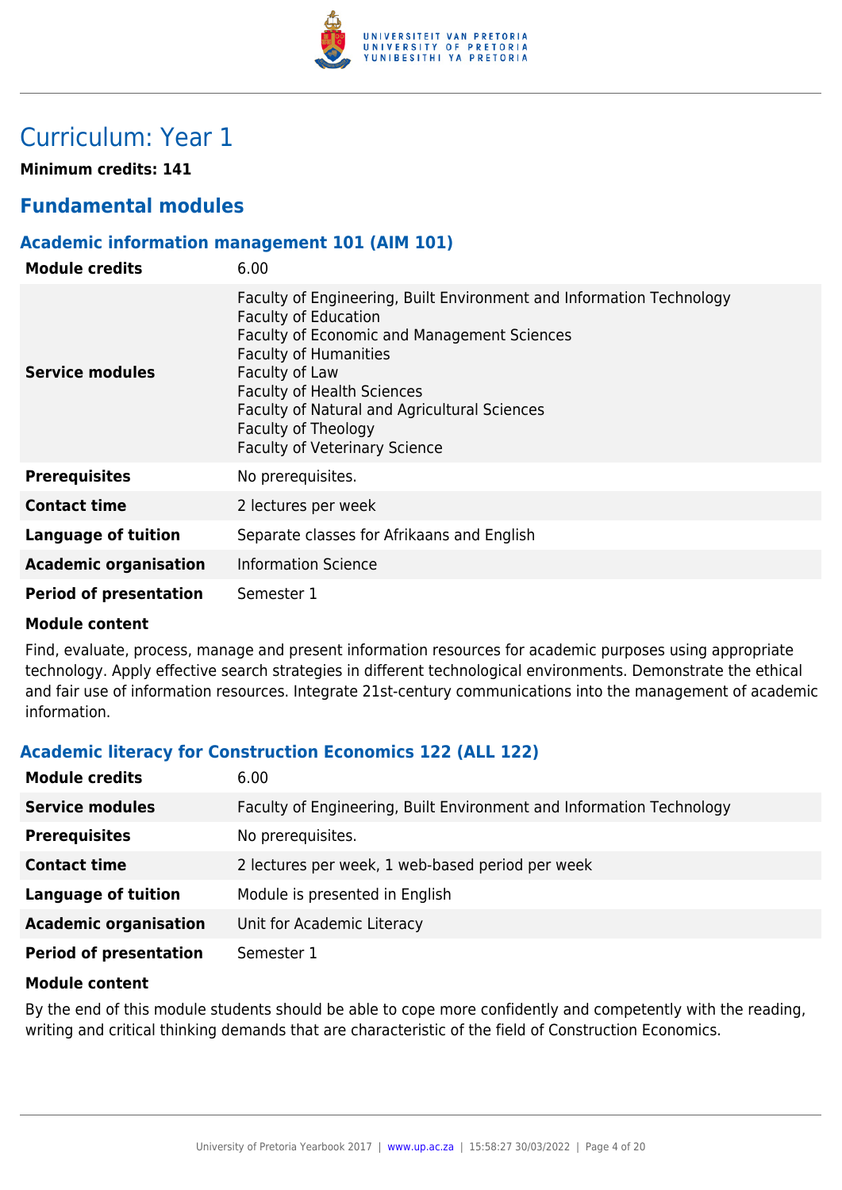# Curriculum: Year 1

**Minimum credits: 141**

## Fundamental modules

### Academic information management 101 (AIM 101)

| | |
|---|---|
| **Module credits** | 6.00 |
| **Service modules** | Faculty of Engineering, Built Environment and Information Technology<br>Faculty of Education<br>Faculty of Economic and Management Sciences<br>Faculty of Humanities<br>Faculty of Law<br>Faculty of Health Sciences<br>Faculty of Natural and Agricultural Sciences<br>Faculty of Theology<br>Faculty of Veterinary Science |
| **Prerequisites** | No prerequisites. |
| **Contact time** | 2 lectures per week |
| **Language of tuition** | Separate classes for Afrikaans and English |
| **Academic organisation** | Information Science |
| **Period of presentation** | Semester 1 |

**Module content**

Find, evaluate, process, manage and present information resources for academic purposes using appropriate technology. Apply effective search strategies in different technological environments. Demonstrate the ethical and fair use of information resources. Integrate 21st-century communications into the management of academic information.

### Academic literacy for Construction Economics 122 (ALL 122)

| | |
|---|---|
| **Module credits** | 6.00 |
| **Service modules** | Faculty of Engineering, Built Environment and Information Technology |
| **Prerequisites** | No prerequisites. |
| **Contact time** | 2 lectures per week, 1 web-based period per week |
| **Language of tuition** | Module is presented in English |
| **Academic organisation** | Unit for Academic Literacy |
| **Period of presentation** | Semester 1 |

**Module content**

By the end of this module students should be able to cope more confidently and competently with the reading, writing and critical thinking demands that are characteristic of the field of Construction Economics.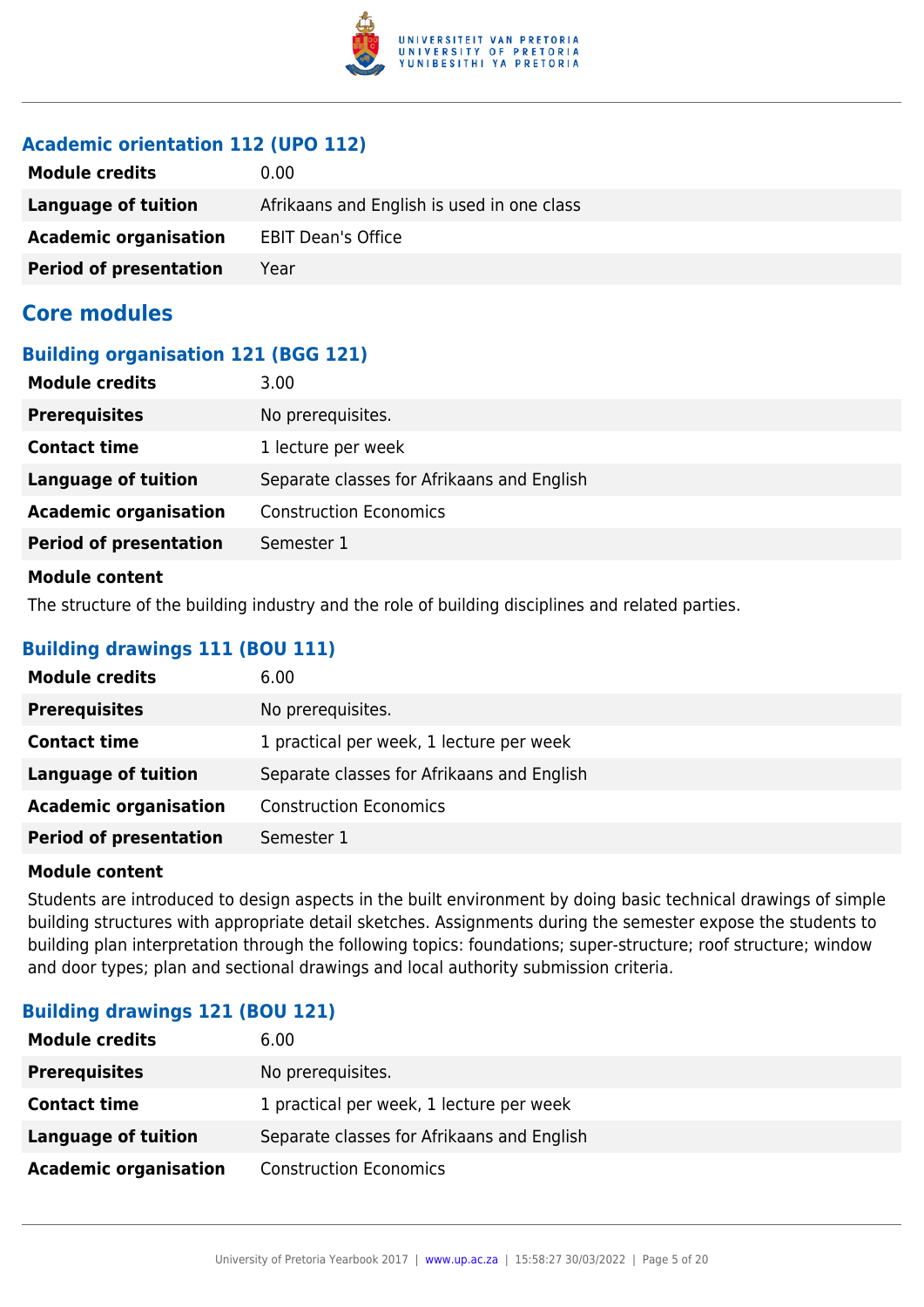### Academic orientation 112 (UPO 112)

| | |
|---|---|
| **Module credits** | 0.00 |
| **Language of tuition** | Afrikaans and English is used in one class |
| **Academic organisation** | EBIT Dean's Office |
| **Period of presentation** | Year |

## Core modules

### Building organisation 121 (BGG 121)

| | |
|---|---|
| **Module credits** | 3.00 |
| **Prerequisites** | No prerequisites. |
| **Contact time** | 1 lecture per week |
| **Language of tuition** | Separate classes for Afrikaans and English |
| **Academic organisation** | Construction Economics |
| **Period of presentation** | Semester 1 |

**Module content**

The structure of the building industry and the role of building disciplines and related parties.

### Building drawings 111 (BOU 111)

| | |
|---|---|
| **Module credits** | 6.00 |
| **Prerequisites** | No prerequisites. |
| **Contact time** | 1 practical per week, 1 lecture per week |
| **Language of tuition** | Separate classes for Afrikaans and English |
| **Academic organisation** | Construction Economics |
| **Period of presentation** | Semester 1 |

**Module content**

Students are introduced to design aspects in the built environment by doing basic technical drawings of simple building structures with appropriate detail sketches. Assignments during the semester expose the students to building plan interpretation through the following topics: foundations; super-structure; roof structure; window and door types; plan and sectional drawings and local authority submission criteria.

### Building drawings 121 (BOU 121)

| | |
|---|---|
| **Module credits** | 6.00 |
| **Prerequisites** | No prerequisites. |
| **Contact time** | 1 practical per week, 1 lecture per week |
| **Language of tuition** | Separate classes for Afrikaans and English |
| **Academic organisation** | Construction Economics |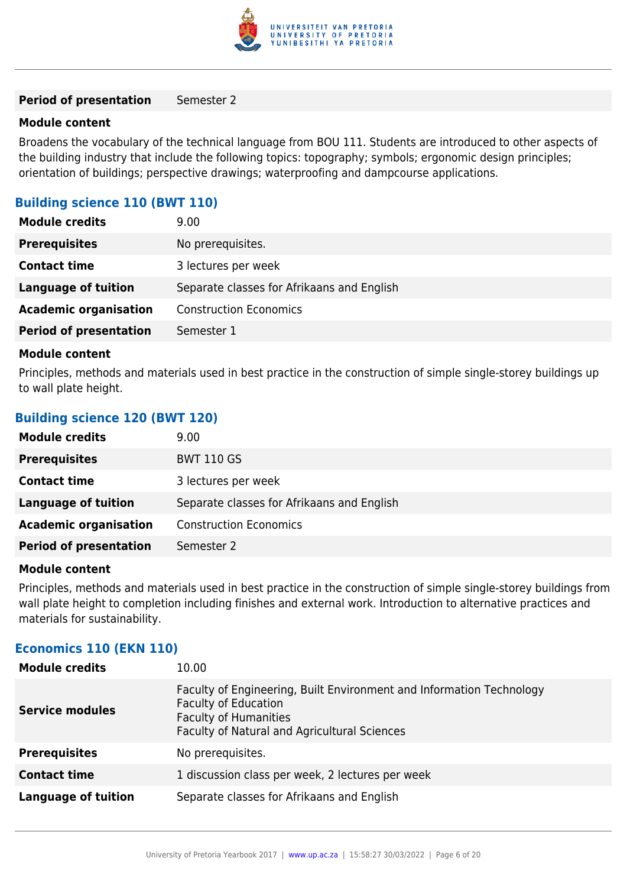| | |
|---|---|
| **Period of presentation** | Semester 2 |

**Module content**

Broadens the vocabulary of the technical language from BOU 111. Students are introduced to other aspects of the building industry that include the following topics: topography; symbols; ergonomic design principles; orientation of buildings; perspective drawings; waterproofing and dampcourse applications.

### Building science 110 (BWT 110)

| | |
|---|---|
| **Module credits** | 9.00 |
| **Prerequisites** | No prerequisites. |
| **Contact time** | 3 lectures per week |
| **Language of tuition** | Separate classes for Afrikaans and English |
| **Academic organisation** | Construction Economics |
| **Period of presentation** | Semester 1 |

**Module content**

Principles, methods and materials used in best practice in the construction of simple single-storey buildings up to wall plate height.

### Building science 120 (BWT 120)

| | |
|---|---|
| **Module credits** | 9.00 |
| **Prerequisites** | BWT 110 GS |
| **Contact time** | 3 lectures per week |
| **Language of tuition** | Separate classes for Afrikaans and English |
| **Academic organisation** | Construction Economics |
| **Period of presentation** | Semester 2 |

**Module content**

Principles, methods and materials used in best practice in the construction of simple single-storey buildings from wall plate height to completion including finishes and external work. Introduction to alternative practices and materials for sustainability.

### Economics 110 (EKN 110)

| | |
|---|---|
| **Module credits** | 10.00 |
| **Service modules** | Faculty of Engineering, Built Environment and Information Technology<br>Faculty of Education<br>Faculty of Humanities<br>Faculty of Natural and Agricultural Sciences |
| **Prerequisites** | No prerequisites. |
| **Contact time** | 1 discussion class per week, 2 lectures per week |
| **Language of tuition** | Separate classes for Afrikaans and English |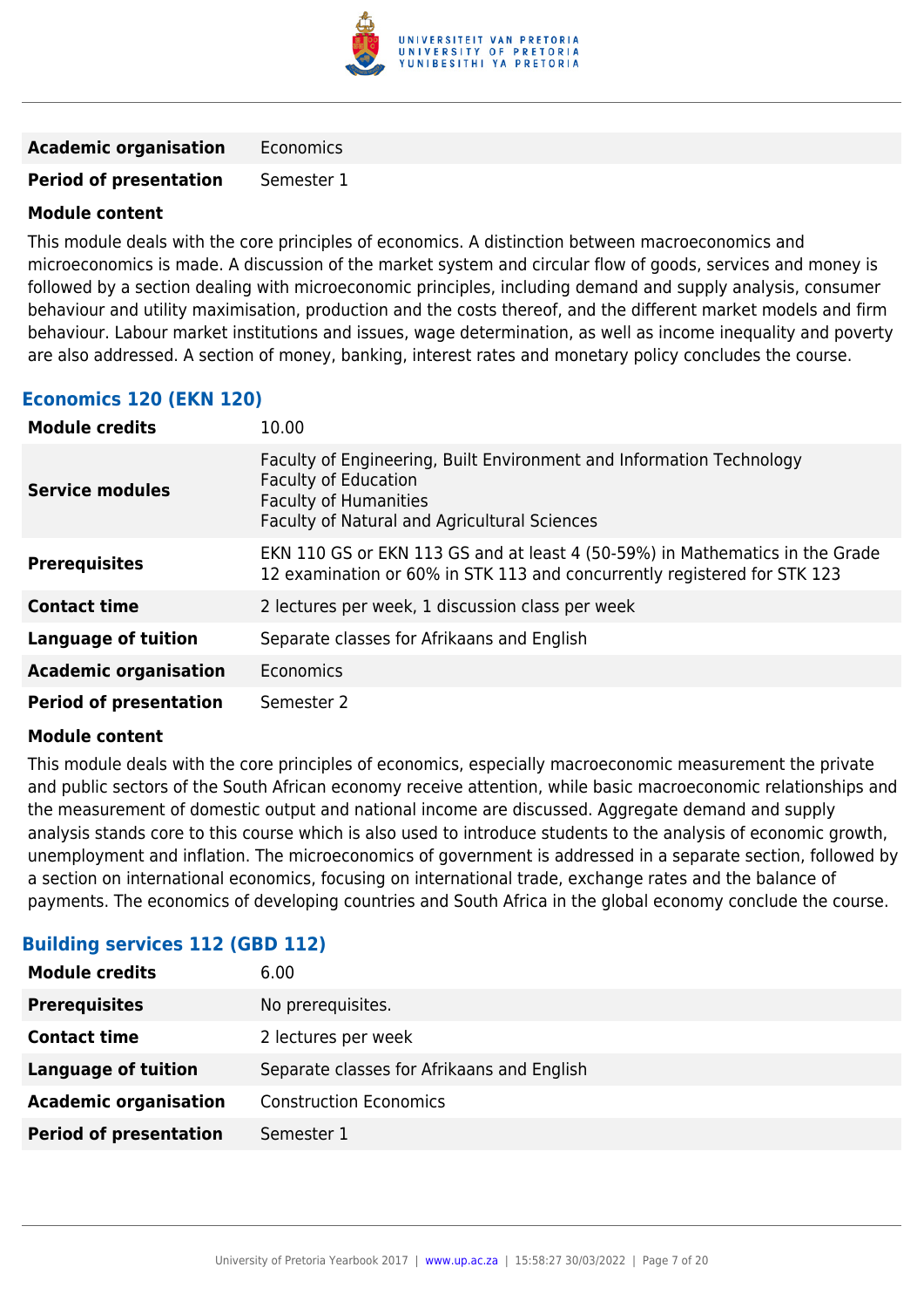| | |
|---|---|
| **Academic organisation** | Economics |
| **Period of presentation** | Semester 1 |

**Module content**

This module deals with the core principles of economics. A distinction between macroeconomics and microeconomics is made. A discussion of the market system and circular flow of goods, services and money is followed by a section dealing with microeconomic principles, including demand and supply analysis, consumer behaviour and utility maximisation, production and the costs thereof, and the different market models and firm behaviour. Labour market institutions and issues, wage determination, as well as income inequality and poverty are also addressed. A section of money, banking, interest rates and monetary policy concludes the course.

### Economics 120 (EKN 120)

| | |
|---|---|
| **Module credits** | 10.00 |
| **Service modules** | Faculty of Engineering, Built Environment and Information Technology<br>Faculty of Education<br>Faculty of Humanities<br>Faculty of Natural and Agricultural Sciences |
| **Prerequisites** | EKN 110 GS or EKN 113 GS and at least 4 (50-59%) in Mathematics in the Grade 12 examination or 60% in STK 113 and concurrently registered for STK 123 |
| **Contact time** | 2 lectures per week, 1 discussion class per week |
| **Language of tuition** | Separate classes for Afrikaans and English |
| **Academic organisation** | Economics |
| **Period of presentation** | Semester 2 |

**Module content**

This module deals with the core principles of economics, especially macroeconomic measurement the private and public sectors of the South African economy receive attention, while basic macroeconomic relationships and the measurement of domestic output and national income are discussed. Aggregate demand and supply analysis stands core to this course which is also used to introduce students to the analysis of economic growth, unemployment and inflation. The microeconomics of government is addressed in a separate section, followed by a section on international economics, focusing on international trade, exchange rates and the balance of payments. The economics of developing countries and South Africa in the global economy conclude the course.

### Building services 112 (GBD 112)

| | |
|---|---|
| **Module credits** | 6.00 |
| **Prerequisites** | No prerequisites. |
| **Contact time** | 2 lectures per week |
| **Language of tuition** | Separate classes for Afrikaans and English |
| **Academic organisation** | Construction Economics |
| **Period of presentation** | Semester 1 |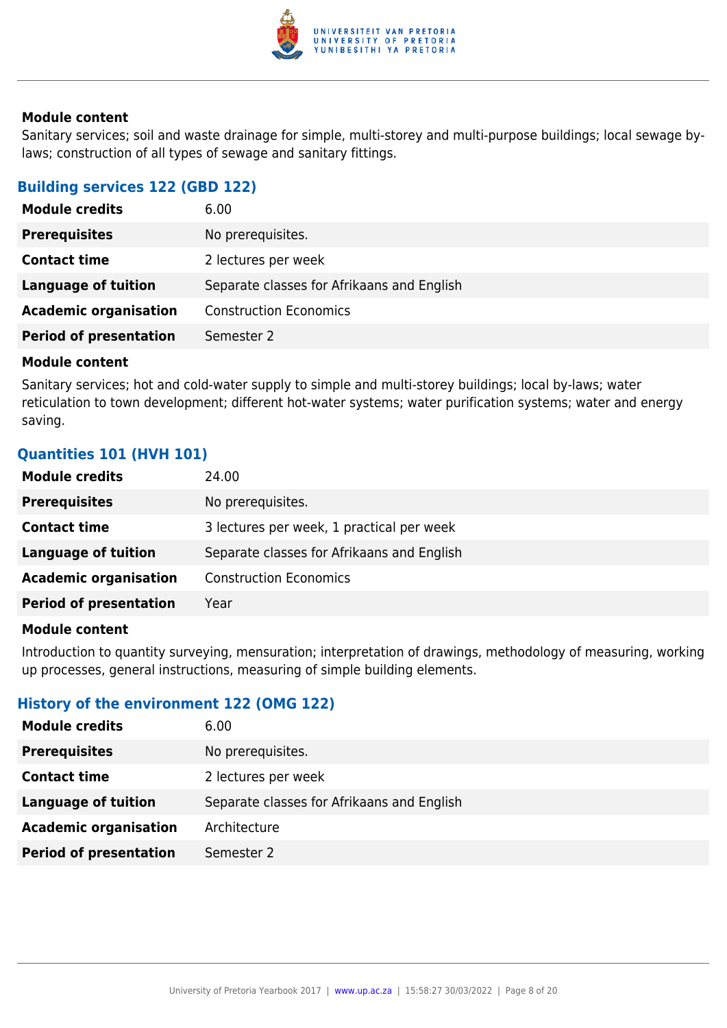**Module content**

Sanitary services; soil and waste drainage for simple, multi-storey and multi-purpose buildings; local sewage by-laws; construction of all types of sewage and sanitary fittings.

### Building services 122 (GBD 122)

| | |
|---|---|
| **Module credits** | 6.00 |
| **Prerequisites** | No prerequisites. |
| **Contact time** | 2 lectures per week |
| **Language of tuition** | Separate classes for Afrikaans and English |
| **Academic organisation** | Construction Economics |
| **Period of presentation** | Semester 2 |

**Module content**

Sanitary services; hot and cold-water supply to simple and multi-storey buildings; local by-laws; water reticulation to town development; different hot-water systems; water purification systems; water and energy saving.

### Quantities 101 (HVH 101)

| | |
|---|---|
| **Module credits** | 24.00 |
| **Prerequisites** | No prerequisites. |
| **Contact time** | 3 lectures per week, 1 practical per week |
| **Language of tuition** | Separate classes for Afrikaans and English |
| **Academic organisation** | Construction Economics |
| **Period of presentation** | Year |

**Module content**

Introduction to quantity surveying, mensuration; interpretation of drawings, methodology of measuring, working up processes, general instructions, measuring of simple building elements.

### History of the environment 122 (OMG 122)

| | |
|---|---|
| **Module credits** | 6.00 |
| **Prerequisites** | No prerequisites. |
| **Contact time** | 2 lectures per week |
| **Language of tuition** | Separate classes for Afrikaans and English |
| **Academic organisation** | Architecture |
| **Period of presentation** | Semester 2 |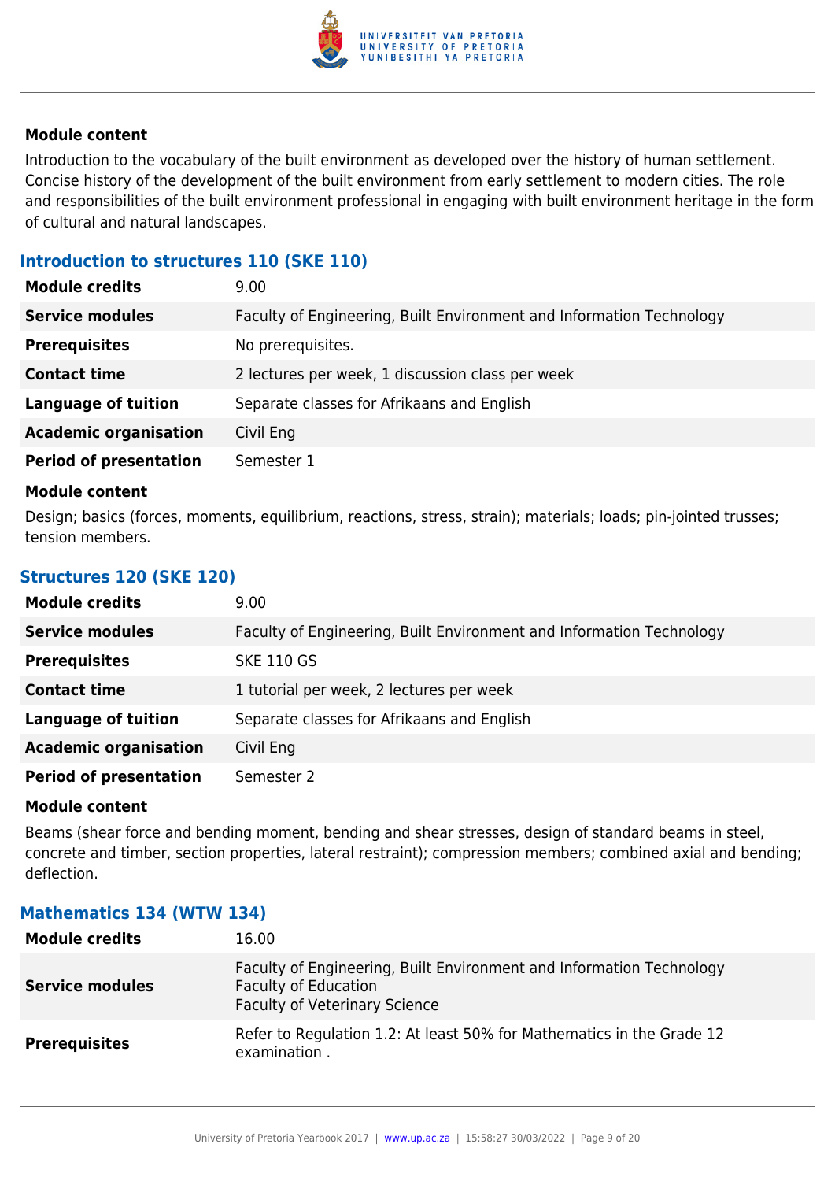**Module content**

Introduction to the vocabulary of the built environment as developed over the history of human settlement. Concise history of the development of the built environment from early settlement to modern cities. The role and responsibilities of the built environment professional in engaging with built environment heritage in the form of cultural and natural landscapes.

### Introduction to structures 110 (SKE 110)

| | |
|---|---|
| **Module credits** | 9.00 |
| **Service modules** | Faculty of Engineering, Built Environment and Information Technology |
| **Prerequisites** | No prerequisites. |
| **Contact time** | 2 lectures per week, 1 discussion class per week |
| **Language of tuition** | Separate classes for Afrikaans and English |
| **Academic organisation** | Civil Eng |
| **Period of presentation** | Semester 1 |

**Module content**

Design; basics (forces, moments, equilibrium, reactions, stress, strain); materials; loads; pin-jointed trusses; tension members.

### Structures 120 (SKE 120)

| | |
|---|---|
| **Module credits** | 9.00 |
| **Service modules** | Faculty of Engineering, Built Environment and Information Technology |
| **Prerequisites** | SKE 110 GS |
| **Contact time** | 1 tutorial per week, 2 lectures per week |
| **Language of tuition** | Separate classes for Afrikaans and English |
| **Academic organisation** | Civil Eng |
| **Period of presentation** | Semester 2 |

**Module content**

Beams (shear force and bending moment, bending and shear stresses, design of standard beams in steel, concrete and timber, section properties, lateral restraint); compression members; combined axial and bending; deflection.

### Mathematics 134 (WTW 134)

| | |
|---|---|
| **Module credits** | 16.00 |
| **Service modules** | Faculty of Engineering, Built Environment and Information Technology<br>Faculty of Education<br>Faculty of Veterinary Science |
| **Prerequisites** | Refer to Regulation 1.2: At least 50% for Mathematics in the Grade 12 examination . |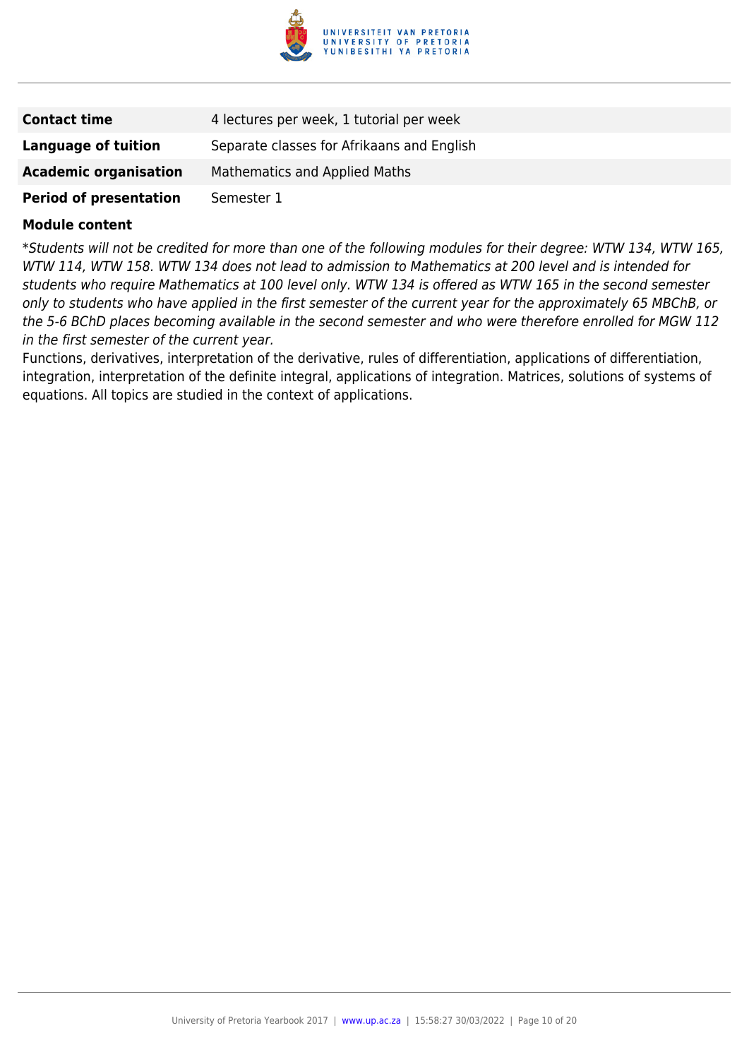| | |
|---|---|
| **Contact time** | 4 lectures per week, 1 tutorial per week |
| **Language of tuition** | Separate classes for Afrikaans and English |
| **Academic organisation** | Mathematics and Applied Maths |
| **Period of presentation** | Semester 1 |

**Module content**

*\*Students will not be credited for more than one of the following modules for their degree: WTW 134, WTW 165, WTW 114, WTW 158. WTW 134 does not lead to admission to Mathematics at 200 level and is intended for students who require Mathematics at 100 level only. WTW 134 is offered as WTW 165 in the second semester only to students who have applied in the first semester of the current year for the approximately 65 MBChB, or the 5-6 BChD places becoming available in the second semester and who were therefore enrolled for MGW 112 in the first semester of the current year.*

Functions, derivatives, interpretation of the derivative, rules of differentiation, applications of differentiation, integration, interpretation of the definite integral, applications of integration. Matrices, solutions of systems of equations. All topics are studied in the context of applications.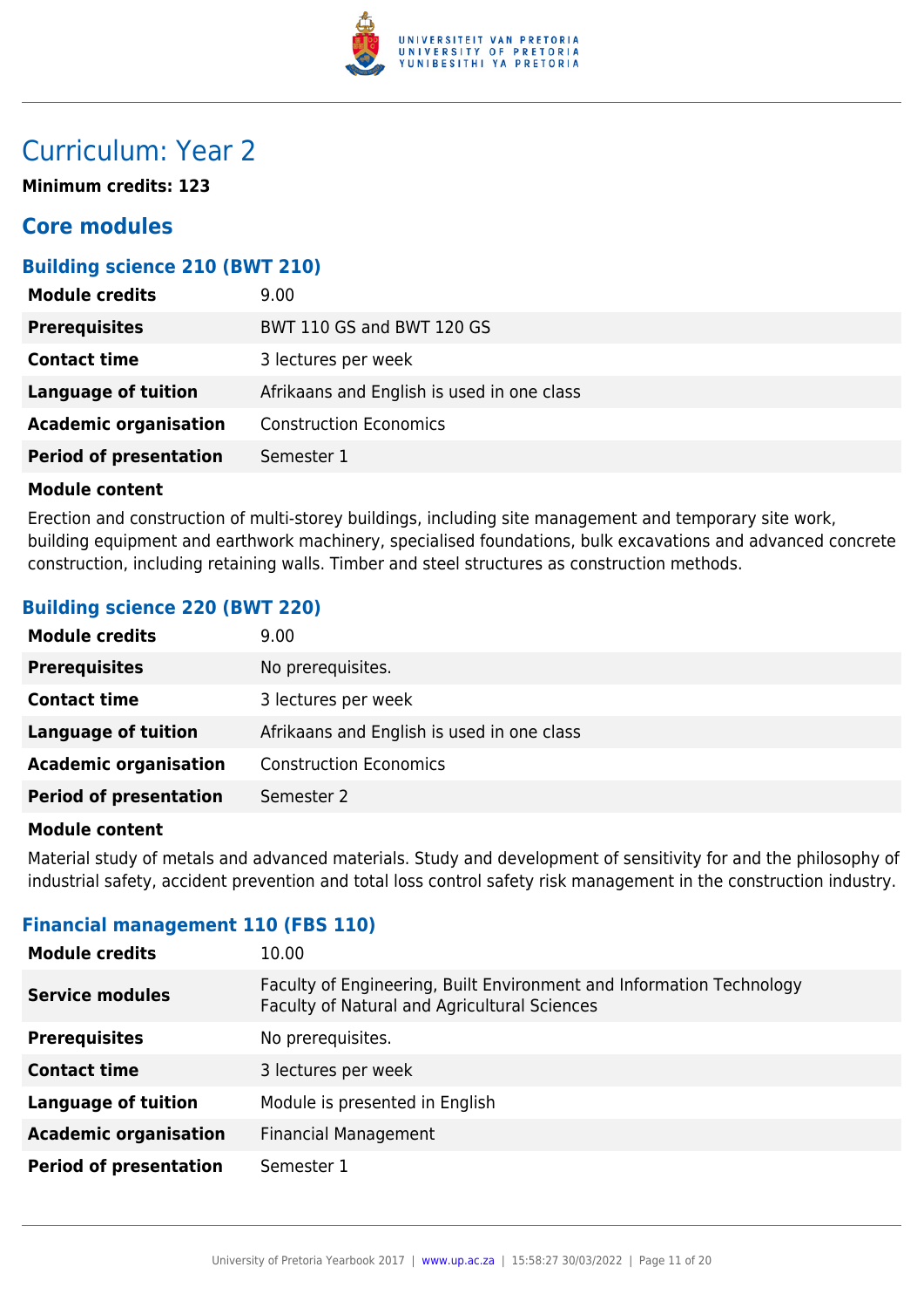# Curriculum: Year 2

**Minimum credits: 123**

## Core modules

### Building science 210 (BWT 210)

| | |
|---|---|
| **Module credits** | 9.00 |
| **Prerequisites** | BWT 110 GS and BWT 120 GS |
| **Contact time** | 3 lectures per week |
| **Language of tuition** | Afrikaans and English is used in one class |
| **Academic organisation** | Construction Economics |
| **Period of presentation** | Semester 1 |

**Module content**

Erection and construction of multi-storey buildings, including site management and temporary site work, building equipment and earthwork machinery, specialised foundations, bulk excavations and advanced concrete construction, including retaining walls. Timber and steel structures as construction methods.

### Building science 220 (BWT 220)

| | |
|---|---|
| **Module credits** | 9.00 |
| **Prerequisites** | No prerequisites. |
| **Contact time** | 3 lectures per week |
| **Language of tuition** | Afrikaans and English is used in one class |
| **Academic organisation** | Construction Economics |
| **Period of presentation** | Semester 2 |

**Module content**

Material study of metals and advanced materials. Study and development of sensitivity for and the philosophy of industrial safety, accident prevention and total loss control safety risk management in the construction industry.

### Financial management 110 (FBS 110)

| | |
|---|---|
| **Module credits** | 10.00 |
| **Service modules** | Faculty of Engineering, Built Environment and Information Technology<br>Faculty of Natural and Agricultural Sciences |
| **Prerequisites** | No prerequisites. |
| **Contact time** | 3 lectures per week |
| **Language of tuition** | Module is presented in English |
| **Academic organisation** | Financial Management |
| **Period of presentation** | Semester 1 |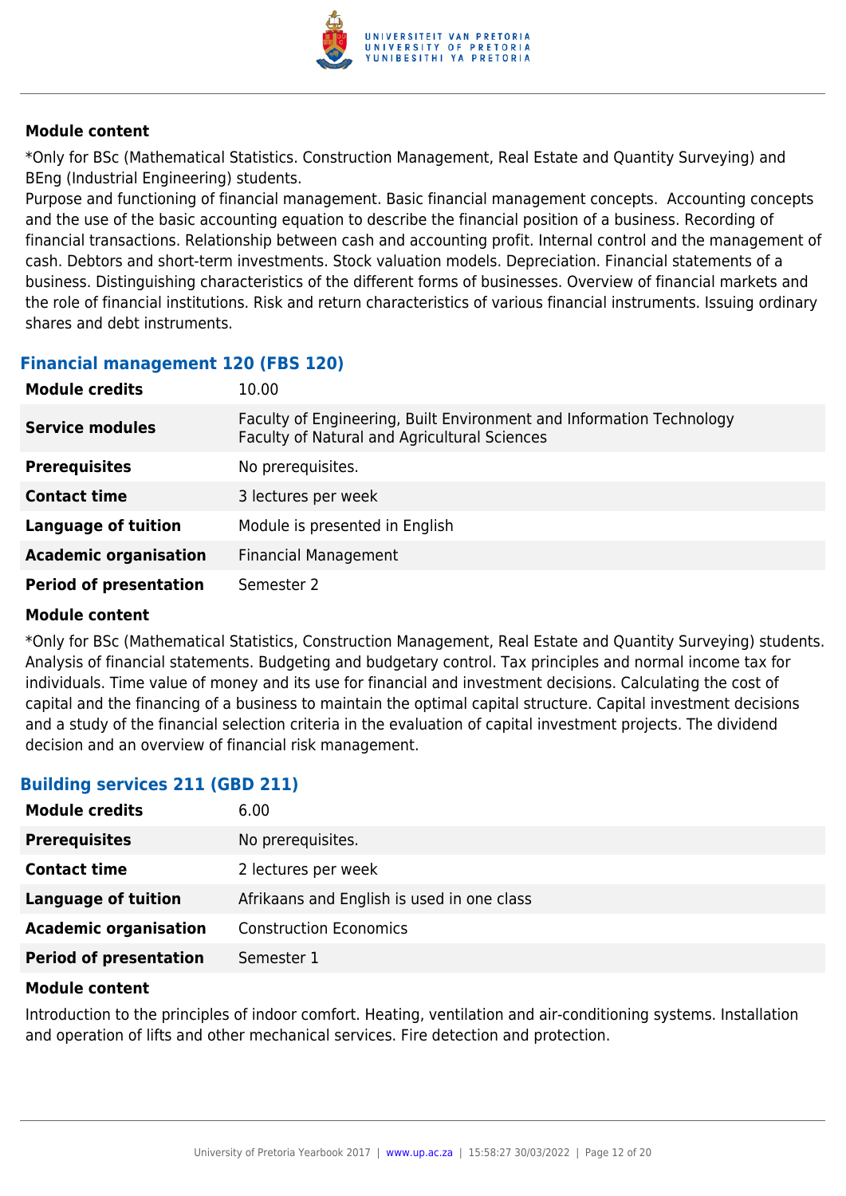#### Module content

*Only for BSc (Mathematical Statistics. Construction Management, Real Estate and Quantity Surveying) and BEng (Industrial Engineering) students.
Purpose and functioning of financial management. Basic financial management concepts. Accounting concepts and the use of the basic accounting equation to describe the financial position of a business. Recording of financial transactions. Relationship between cash and accounting profit. Internal control and the management of cash. Debtors and short-term investments. Stock valuation models. Depreciation. Financial statements of a business. Distinguishing characteristics of the different forms of businesses. Overview of financial markets and the role of financial institutions. Risk and return characteristics of various financial instruments. Issuing ordinary shares and debt instruments.

### Financial management 120 (FBS 120)

| | |
|---|---|
| **Module credits** | 10.00 |
| **Service modules** | Faculty of Engineering, Built Environment and Information Technology<br>Faculty of Natural and Agricultural Sciences |
| **Prerequisites** | No prerequisites. |
| **Contact time** | 3 lectures per week |
| **Language of tuition** | Module is presented in English |
| **Academic organisation** | Financial Management |
| **Period of presentation** | Semester 2 |

#### Module content

*Only for BSc (Mathematical Statistics, Construction Management, Real Estate and Quantity Surveying) students.
Analysis of financial statements. Budgeting and budgetary control. Tax principles and normal income tax for individuals. Time value of money and its use for financial and investment decisions. Calculating the cost of capital and the financing of a business to maintain the optimal capital structure. Capital investment decisions and a study of the financial selection criteria in the evaluation of capital investment projects. The dividend decision and an overview of financial risk management.

### Building services 211 (GBD 211)

| | |
|---|---|
| **Module credits** | 6.00 |
| **Prerequisites** | No prerequisites. |
| **Contact time** | 2 lectures per week |
| **Language of tuition** | Afrikaans and English is used in one class |
| **Academic organisation** | Construction Economics |
| **Period of presentation** | Semester 1 |

#### Module content

Introduction to the principles of indoor comfort. Heating, ventilation and air-conditioning systems. Installation and operation of lifts and other mechanical services. Fire detection and protection.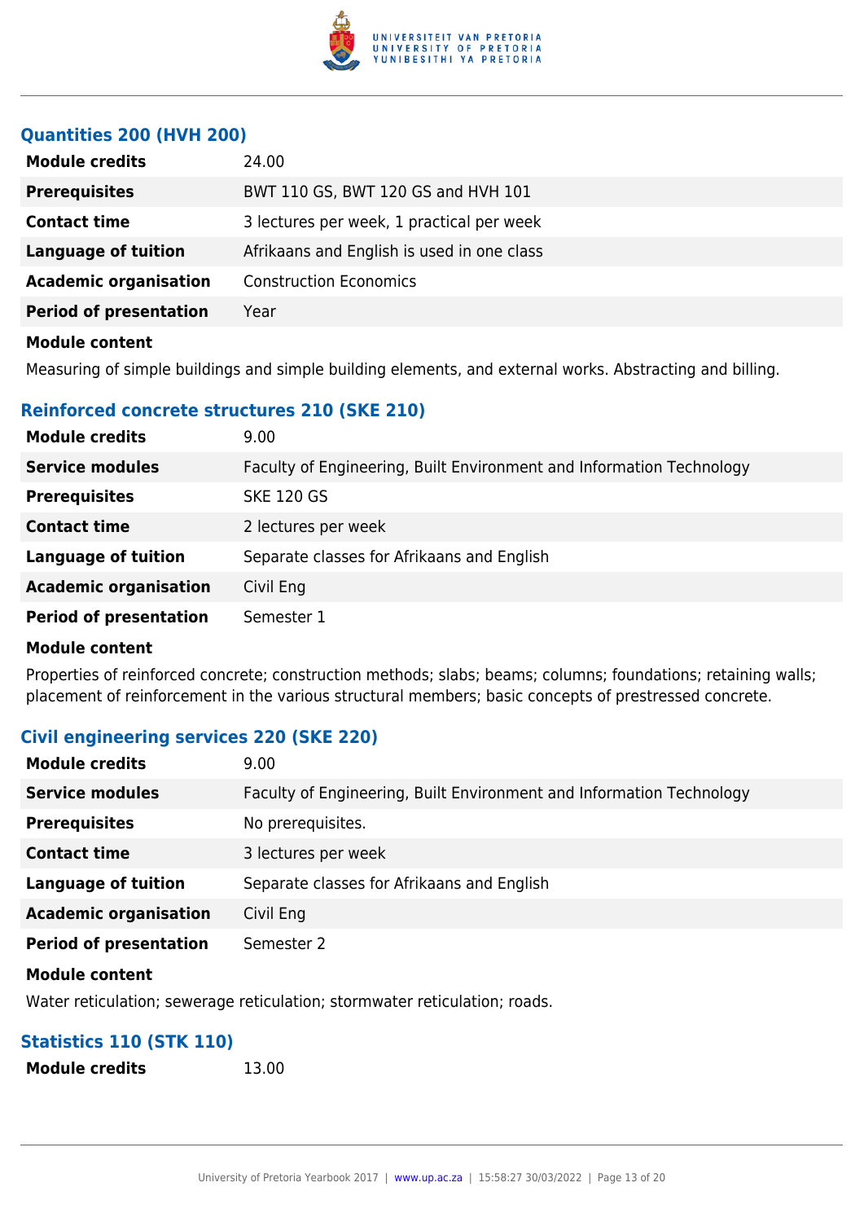### Quantities 200 (HVH 200)

| | |
|---|---|
| **Module credits** | 24.00 |
| **Prerequisites** | BWT 110 GS, BWT 120 GS and HVH 101 |
| **Contact time** | 3 lectures per week, 1 practical per week |
| **Language of tuition** | Afrikaans and English is used in one class |
| **Academic organisation** | Construction Economics |
| **Period of presentation** | Year |

**Module content**

Measuring of simple buildings and simple building elements, and external works. Abstracting and billing.

### Reinforced concrete structures 210 (SKE 210)

| | |
|---|---|
| **Module credits** | 9.00 |
| **Service modules** | Faculty of Engineering, Built Environment and Information Technology |
| **Prerequisites** | SKE 120 GS |
| **Contact time** | 2 lectures per week |
| **Language of tuition** | Separate classes for Afrikaans and English |
| **Academic organisation** | Civil Eng |
| **Period of presentation** | Semester 1 |

**Module content**

Properties of reinforced concrete; construction methods; slabs; beams; columns; foundations; retaining walls; placement of reinforcement in the various structural members; basic concepts of prestressed concrete.

### Civil engineering services 220 (SKE 220)

| | |
|---|---|
| **Module credits** | 9.00 |
| **Service modules** | Faculty of Engineering, Built Environment and Information Technology |
| **Prerequisites** | No prerequisites. |
| **Contact time** | 3 lectures per week |
| **Language of tuition** | Separate classes for Afrikaans and English |
| **Academic organisation** | Civil Eng |
| **Period of presentation** | Semester 2 |

**Module content**

Water reticulation; sewerage reticulation; stormwater reticulation; roads.

### Statistics 110 (STK 110)

| | |
|---|---|
| **Module credits** | 13.00 |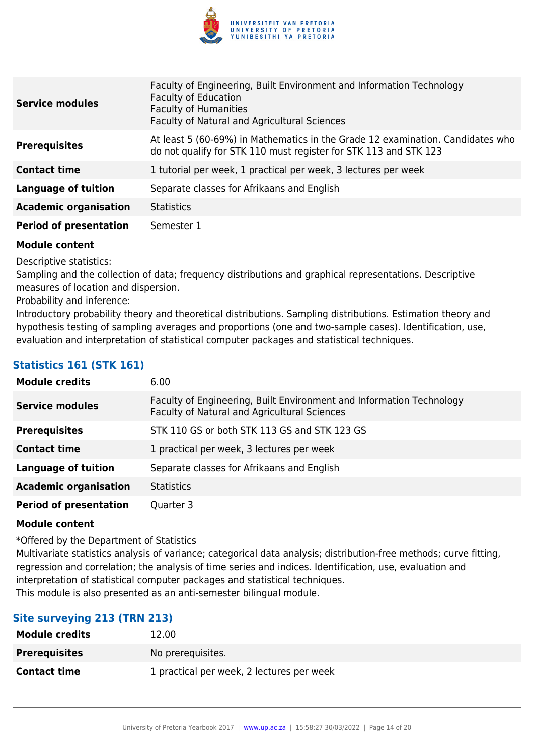| | |
|---|---|
| **Service modules** | Faculty of Engineering, Built Environment and Information Technology<br>Faculty of Education<br>Faculty of Humanities<br>Faculty of Natural and Agricultural Sciences |
| **Prerequisites** | At least 5 (60-69%) in Mathematics in the Grade 12 examination. Candidates who do not qualify for STK 110 must register for STK 113 and STK 123 |
| **Contact time** | 1 tutorial per week, 1 practical per week, 3 lectures per week |
| **Language of tuition** | Separate classes for Afrikaans and English |
| **Academic organisation** | Statistics |
| **Period of presentation** | Semester 1 |

**Module content**

Descriptive statistics:
Sampling and the collection of data; frequency distributions and graphical representations. Descriptive measures of location and dispersion.
Probability and inference:
Introductory probability theory and theoretical distributions. Sampling distributions. Estimation theory and hypothesis testing of sampling averages and proportions (one and two-sample cases). Identification, use, evaluation and interpretation of statistical computer packages and statistical techniques.

### Statistics 161 (STK 161)

| | |
|---|---|
| **Module credits** | 6.00 |
| **Service modules** | Faculty of Engineering, Built Environment and Information Technology<br>Faculty of Natural and Agricultural Sciences |
| **Prerequisites** | STK 110 GS or both STK 113 GS and STK 123 GS |
| **Contact time** | 1 practical per week, 3 lectures per week |
| **Language of tuition** | Separate classes for Afrikaans and English |
| **Academic organisation** | Statistics |
| **Period of presentation** | Quarter 3 |

**Module content**

*Offered by the Department of Statistics
Multivariate statistics analysis of variance; categorical data analysis; distribution-free methods; curve fitting, regression and correlation; the analysis of time series and indices. Identification, use, evaluation and interpretation of statistical computer packages and statistical techniques.
This module is also presented as an anti-semester bilingual module.

### Site surveying 213 (TRN 213)

| | |
|---|---|
| **Module credits** | 12.00 |
| **Prerequisites** | No prerequisites. |
| **Contact time** | 1 practical per week, 2 lectures per week |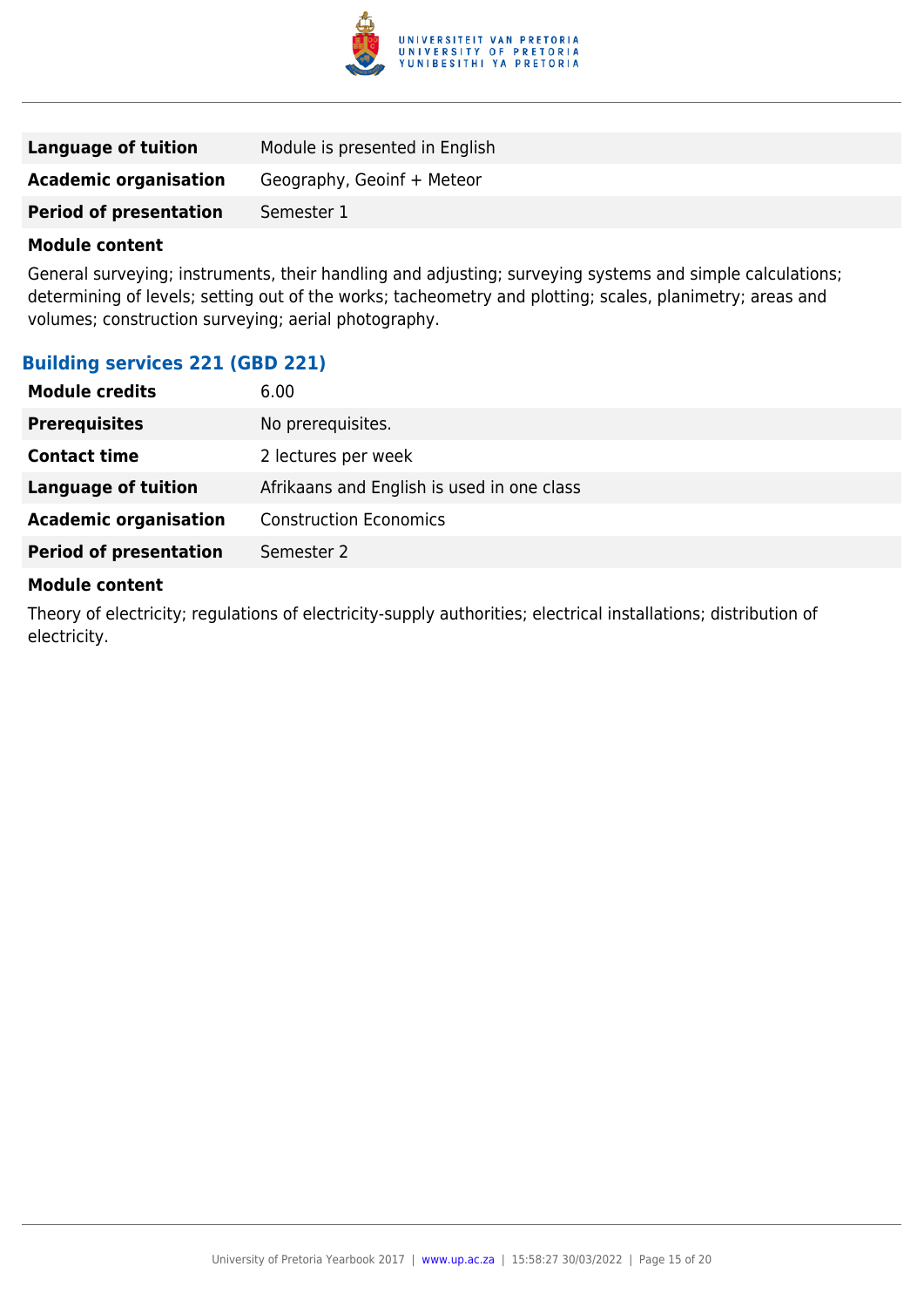| | |
|---|---|
| **Language of tuition** | Module is presented in English |
| **Academic organisation** | Geography, Geoinf + Meteor |
| **Period of presentation** | Semester 1 |

**Module content**

General surveying; instruments, their handling and adjusting; surveying systems and simple calculations; determining of levels; setting out of the works; tacheometry and plotting; scales, planimetry; areas and volumes; construction surveying; aerial photography.

### Building services 221 (GBD 221)

| | |
|---|---|
| **Module credits** | 6.00 |
| **Prerequisites** | No prerequisites. |
| **Contact time** | 2 lectures per week |
| **Language of tuition** | Afrikaans and English is used in one class |
| **Academic organisation** | Construction Economics |
| **Period of presentation** | Semester 2 |

**Module content**

Theory of electricity; regulations of electricity-supply authorities; electrical installations; distribution of electricity.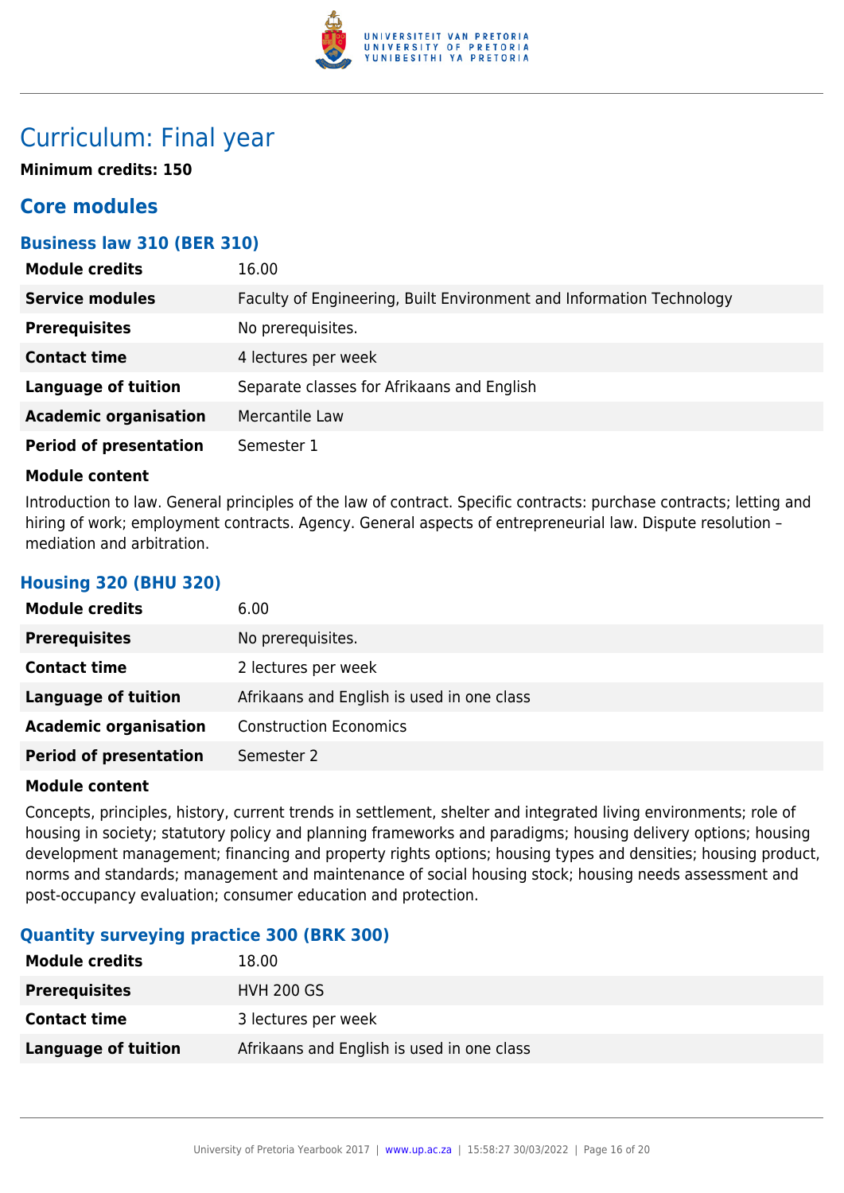# Curriculum: Final year

**Minimum credits: 150**

## Core modules

### Business law 310 (BER 310)

| | |
|---|---|
| **Module credits** | 16.00 |
| **Service modules** | Faculty of Engineering, Built Environment and Information Technology |
| **Prerequisites** | No prerequisites. |
| **Contact time** | 4 lectures per week |
| **Language of tuition** | Separate classes for Afrikaans and English |
| **Academic organisation** | Mercantile Law |
| **Period of presentation** | Semester 1 |

**Module content**

Introduction to law. General principles of the law of contract. Specific contracts: purchase contracts; letting and hiring of work; employment contracts. Agency. General aspects of entrepreneurial law. Dispute resolution – mediation and arbitration.

### Housing 320 (BHU 320)

| | |
|---|---|
| **Module credits** | 6.00 |
| **Prerequisites** | No prerequisites. |
| **Contact time** | 2 lectures per week |
| **Language of tuition** | Afrikaans and English is used in one class |
| **Academic organisation** | Construction Economics |
| **Period of presentation** | Semester 2 |

**Module content**

Concepts, principles, history, current trends in settlement, shelter and integrated living environments; role of housing in society; statutory policy and planning frameworks and paradigms; housing delivery options; housing development management; financing and property rights options; housing types and densities; housing product, norms and standards; management and maintenance of social housing stock; housing needs assessment and post-occupancy evaluation; consumer education and protection.

### Quantity surveying practice 300 (BRK 300)

| | |
|---|---|
| **Module credits** | 18.00 |
| **Prerequisites** | HVH 200 GS |
| **Contact time** | 3 lectures per week |
| **Language of tuition** | Afrikaans and English is used in one class |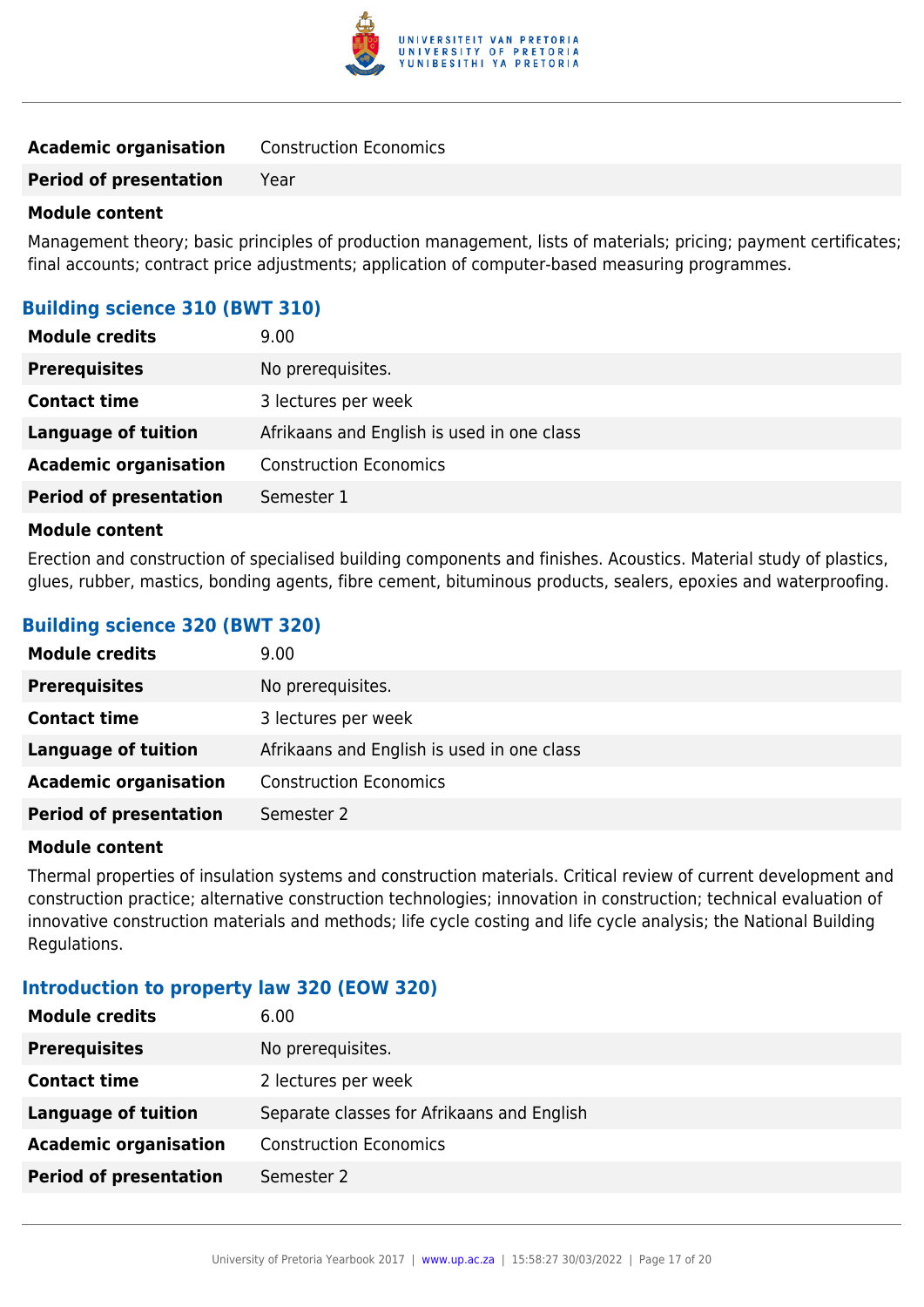| | |
|---|---|
| **Academic organisation** | Construction Economics |
| **Period of presentation** | Year |

**Module content**

Management theory; basic principles of production management, lists of materials; pricing; payment certificates; final accounts; contract price adjustments; application of computer-based measuring programmes.

### Building science 310 (BWT 310)

| | |
|---|---|
| **Module credits** | 9.00 |
| **Prerequisites** | No prerequisites. |
| **Contact time** | 3 lectures per week |
| **Language of tuition** | Afrikaans and English is used in one class |
| **Academic organisation** | Construction Economics |
| **Period of presentation** | Semester 1 |

**Module content**

Erection and construction of specialised building components and finishes. Acoustics. Material study of plastics, glues, rubber, mastics, bonding agents, fibre cement, bituminous products, sealers, epoxies and waterproofing.

### Building science 320 (BWT 320)

| | |
|---|---|
| **Module credits** | 9.00 |
| **Prerequisites** | No prerequisites. |
| **Contact time** | 3 lectures per week |
| **Language of tuition** | Afrikaans and English is used in one class |
| **Academic organisation** | Construction Economics |
| **Period of presentation** | Semester 2 |

**Module content**

Thermal properties of insulation systems and construction materials. Critical review of current development and construction practice; alternative construction technologies; innovation in construction; technical evaluation of innovative construction materials and methods; life cycle costing and life cycle analysis; the National Building Regulations.

### Introduction to property law 320 (EOW 320)

| | |
|---|---|
| **Module credits** | 6.00 |
| **Prerequisites** | No prerequisites. |
| **Contact time** | 2 lectures per week |
| **Language of tuition** | Separate classes for Afrikaans and English |
| **Academic organisation** | Construction Economics |
| **Period of presentation** | Semester 2 |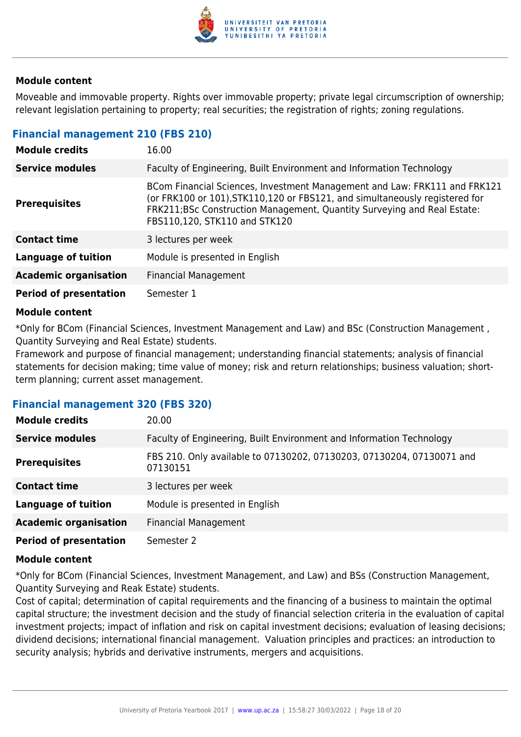#### Module content

Moveable and immovable property. Rights over immovable property; private legal circumscription of ownership; relevant legislation pertaining to property; real securities; the registration of rights; zoning regulations.

### Financial management 210 (FBS 210)

| | |
|---|---|
| **Module credits** | 16.00 |
| **Service modules** | Faculty of Engineering, Built Environment and Information Technology |
| **Prerequisites** | BCom Financial Sciences, Investment Management and Law: FRK111 and FRK121 (or FRK100 or 101),STK110,120 or FBS121, and simultaneously registered for FRK211;BSc Construction Management, Quantity Surveying and Real Estate: FBS110,120, STK110 and STK120 |
| **Contact time** | 3 lectures per week |
| **Language of tuition** | Module is presented in English |
| **Academic organisation** | Financial Management |
| **Period of presentation** | Semester 1 |

#### Module content

*Only for BCom (Financial Sciences, Investment Management and Law) and BSc (Construction Management , Quantity Surveying and Real Estate) students.
Framework and purpose of financial management; understanding financial statements; analysis of financial statements for decision making; time value of money; risk and return relationships; business valuation; short-term planning; current asset management.

### Financial management 320 (FBS 320)

| | |
|---|---|
| **Module credits** | 20.00 |
| **Service modules** | Faculty of Engineering, Built Environment and Information Technology |
| **Prerequisites** | FBS 210. Only available to 07130202, 07130203, 07130204, 07130071 and 07130151 |
| **Contact time** | 3 lectures per week |
| **Language of tuition** | Module is presented in English |
| **Academic organisation** | Financial Management |
| **Period of presentation** | Semester 2 |

#### Module content

*Only for BCom (Financial Sciences, Investment Management, and Law) and BSs (Construction Management, Quantity Surveying and Reak Estate) students.
Cost of capital; determination of capital requirements and the financing of a business to maintain the optimal capital structure; the investment decision and the study of financial selection criteria in the evaluation of capital investment projects; impact of inflation and risk on capital investment decisions; evaluation of leasing decisions; dividend decisions; international financial management. Valuation principles and practices: an introduction to security analysis; hybrids and derivative instruments, mergers and acquisitions.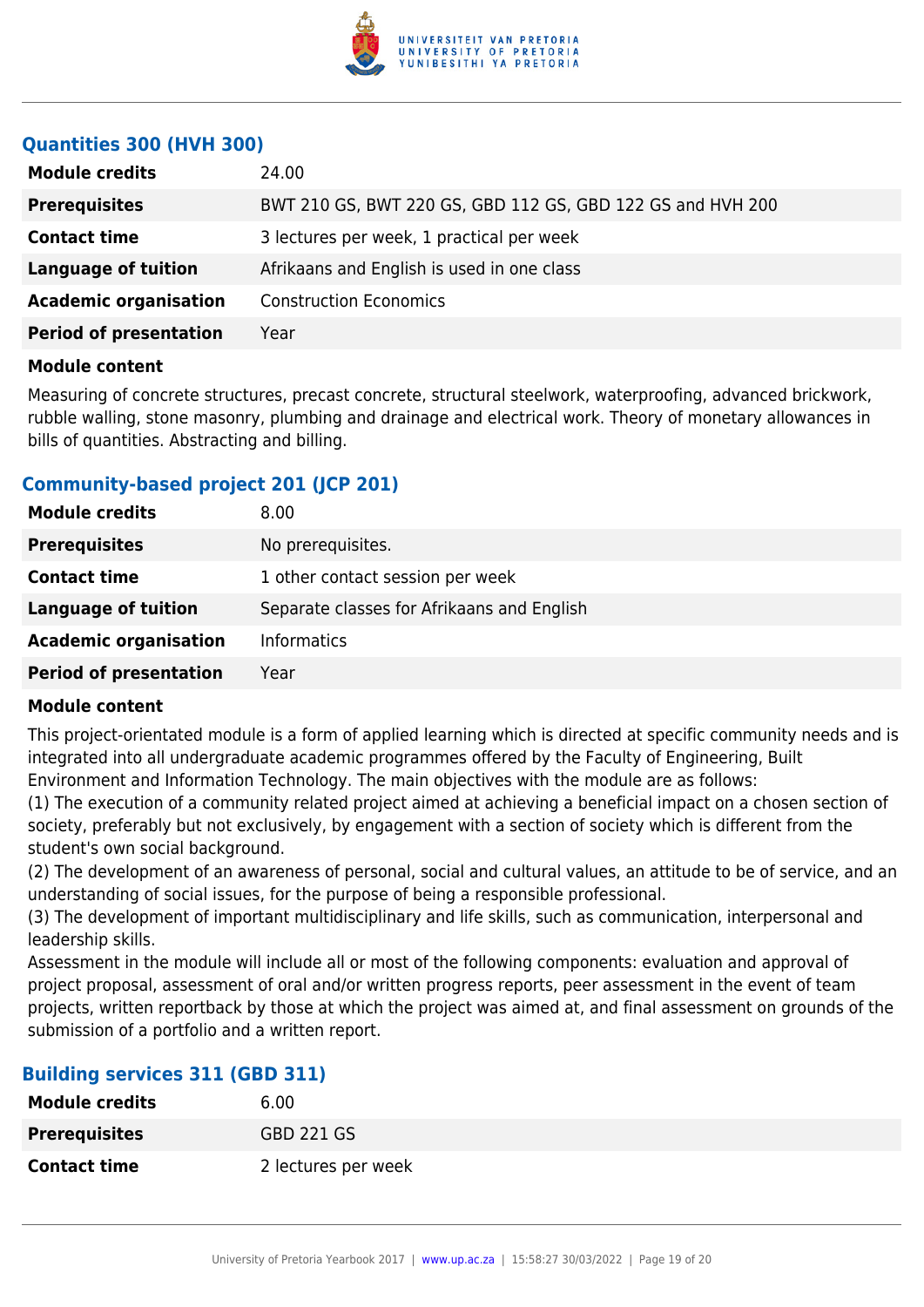### Quantities 300 (HVH 300)

| | |
|---|---|
| **Module credits** | 24.00 |
| **Prerequisites** | BWT 210 GS, BWT 220 GS, GBD 112 GS, GBD 122 GS and HVH 200 |
| **Contact time** | 3 lectures per week, 1 practical per week |
| **Language of tuition** | Afrikaans and English is used in one class |
| **Academic organisation** | Construction Economics |
| **Period of presentation** | Year |

**Module content**

Measuring of concrete structures, precast concrete, structural steelwork, waterproofing, advanced brickwork, rubble walling, stone masonry, plumbing and drainage and electrical work. Theory of monetary allowances in bills of quantities. Abstracting and billing.

### Community-based project 201 (JCP 201)

| | |
|---|---|
| **Module credits** | 8.00 |
| **Prerequisites** | No prerequisites. |
| **Contact time** | 1 other contact session per week |
| **Language of tuition** | Separate classes for Afrikaans and English |
| **Academic organisation** | Informatics |
| **Period of presentation** | Year |

**Module content**

This project-orientated module is a form of applied learning which is directed at specific community needs and is integrated into all undergraduate academic programmes offered by the Faculty of Engineering, Built Environment and Information Technology. The main objectives with the module are as follows:

(1) The execution of a community related project aimed at achieving a beneficial impact on a chosen section of society, preferably but not exclusively, by engagement with a section of society which is different from the student's own social background.

(2) The development of an awareness of personal, social and cultural values, an attitude to be of service, and an understanding of social issues, for the purpose of being a responsible professional.

(3) The development of important multidisciplinary and life skills, such as communication, interpersonal and leadership skills.

Assessment in the module will include all or most of the following components: evaluation and approval of project proposal, assessment of oral and/or written progress reports, peer assessment in the event of team projects, written reportback by those at which the project was aimed at, and final assessment on grounds of the submission of a portfolio and a written report.

### Building services 311 (GBD 311)

| | |
|---|---|
| **Module credits** | 6.00 |
| **Prerequisites** | GBD 221 GS |
| **Contact time** | 2 lectures per week |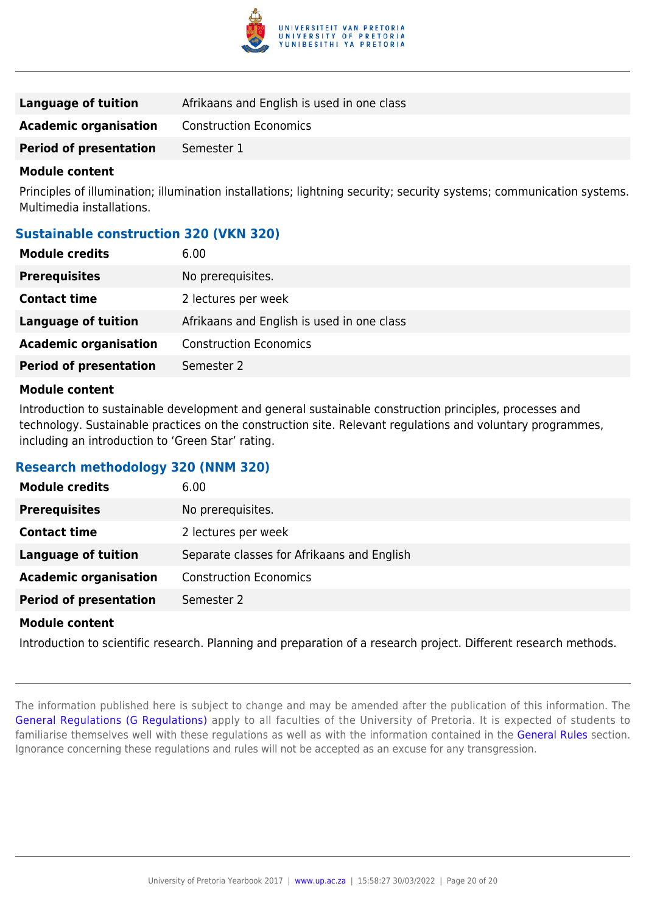| | |
|---|---|
| **Language of tuition** | Afrikaans and English is used in one class |
| **Academic organisation** | Construction Economics |
| **Period of presentation** | Semester 1 |

**Module content**

Principles of illumination; illumination installations; lightning security; security systems; communication systems. Multimedia installations.

### Sustainable construction 320 (VKN 320)

| | |
|---|---|
| **Module credits** | 6.00 |
| **Prerequisites** | No prerequisites. |
| **Contact time** | 2 lectures per week |
| **Language of tuition** | Afrikaans and English is used in one class |
| **Academic organisation** | Construction Economics |
| **Period of presentation** | Semester 2 |

**Module content**

Introduction to sustainable development and general sustainable construction principles, processes and technology. Sustainable practices on the construction site. Relevant regulations and voluntary programmes, including an introduction to 'Green Star' rating.

### Research methodology 320 (NNM 320)

| | |
|---|---|
| **Module credits** | 6.00 |
| **Prerequisites** | No prerequisites. |
| **Contact time** | 2 lectures per week |
| **Language of tuition** | Separate classes for Afrikaans and English |
| **Academic organisation** | Construction Economics |
| **Period of presentation** | Semester 2 |

**Module content**

Introduction to scientific research. Planning and preparation of a research project. Different research methods.

The information published here is subject to change and may be amended after the publication of this information. The General Regulations (G Regulations) apply to all faculties of the University of Pretoria. It is expected of students to familiarise themselves well with these regulations as well as with the information contained in the General Rules section. Ignorance concerning these regulations and rules will not be accepted as an excuse for any transgression.